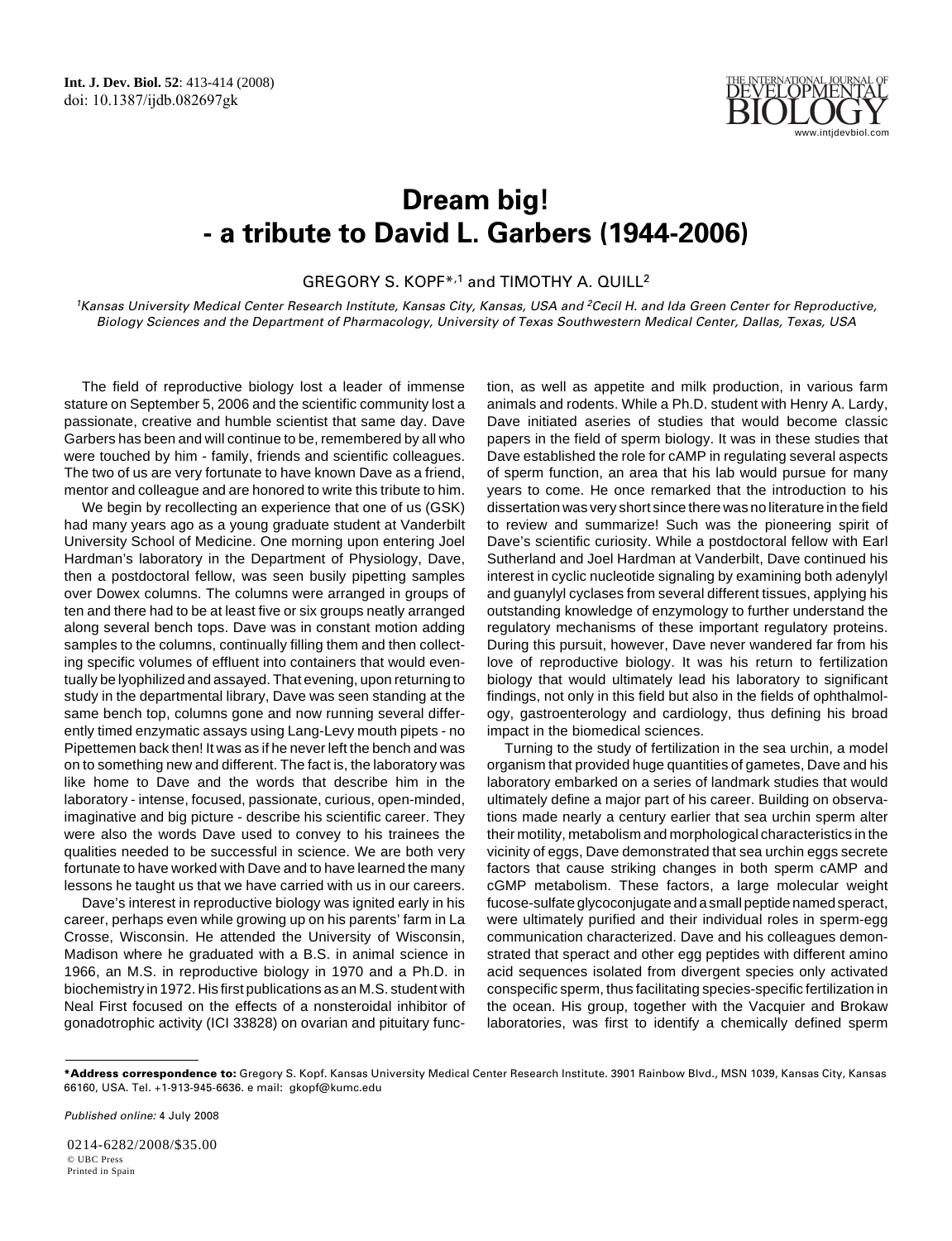# Dream big!
# - a tribute to David L. Garbers (1944-2006)

GREGORY S. KOPF*,[1] and TIMOTHY A. QUILL[2]

[1]*Kansas University Medical Center Research Institute, Kansas City, Kansas, USA and* [2]*Cecil H. and Ida Green Center for Reproductive, Biology Sciences and the Department of Pharmacology, University of Texas Southwestern Medical Center, Dallas, Texas, USA*

The field of reproductive biology lost a leader of immense stature on September 5, 2006 and the scientific community lost a passionate, creative and humble scientist that same day. Dave Garbers has been and will continue to be, remembered by all who were touched by him - family, friends and scientific colleagues. The two of us are very fortunate to have known Dave as a friend, mentor and colleague and are honored to write this tribute to him.

We begin by recollecting an experience that one of us (GSK) had many years ago as a young graduate student at Vanderbilt University School of Medicine. One morning upon entering Joel Hardman's laboratory in the Department of Physiology, Dave, then a postdoctoral fellow, was seen busily pipetting samples over Dowex columns. The columns were arranged in groups of ten and there had to be at least five or six groups neatly arranged along several bench tops. Dave was in constant motion adding samples to the columns, continually filling them and then collecting specific volumes of effluent into containers that would eventually be lyophilized and assayed. That evening, upon returning to study in the departmental library, Dave was seen standing at the same bench top, columns gone and now running several differently timed enzymatic assays using Lang-Levy mouth pipets - no Pipettemen back then! It was as if he never left the bench and was on to something new and different. The fact is, the laboratory was like home to Dave and the words that describe him in the laboratory - intense, focused, passionate, curious, open-minded, imaginative and big picture - describe his scientific career. They were also the words Dave used to convey to his trainees the qualities needed to be successful in science. We are both very fortunate to have worked with Dave and to have learned the many lessons he taught us that we have carried with us in our careers.

Dave's interest in reproductive biology was ignited early in his career, perhaps even while growing up on his parents' farm in La Crosse, Wisconsin. He attended the University of Wisconsin, Madison where he graduated with a B.S. in animal science in 1966, an M.S. in reproductive biology in 1970 and a Ph.D. in biochemistry in 1972. His first publications as an M.S. student with Neal First focused on the effects of a nonsteroidal inhibitor of gonadotrophic activity (ICI 33828) on ovarian and pituitary function, as well as appetite and milk production, in various farm animals and rodents. While a Ph.D. student with Henry A. Lardy, Dave initiated aseries of studies that would become classic papers in the field of sperm biology. It was in these studies that Dave established the role for cAMP in regulating several aspects of sperm function, an area that his lab would pursue for many years to come. He once remarked that the introduction to his dissertation was very short since there was no literature in the field to review and summarize! Such was the pioneering spirit of Dave's scientific curiosity. While a postdoctoral fellow with Earl Sutherland and Joel Hardman at Vanderbilt, Dave continued his interest in cyclic nucleotide signaling by examining both adenylyl and guanylyl cyclases from several different tissues, applying his outstanding knowledge of enzymology to further understand the regulatory mechanisms of these important regulatory proteins. During this pursuit, however, Dave never wandered far from his love of reproductive biology. It was his return to fertilization biology that would ultimately lead his laboratory to significant findings, not only in this field but also in the fields of ophthalmology, gastroenterology and cardiology, thus defining his broad impact in the biomedical sciences.

Turning to the study of fertilization in the sea urchin, a model organism that provided huge quantities of gametes, Dave and his laboratory embarked on a series of landmark studies that would ultimately define a major part of his career. Building on observations made nearly a century earlier that sea urchin sperm alter their motility, metabolism and morphological characteristics in the vicinity of eggs, Dave demonstrated that sea urchin eggs secrete factors that cause striking changes in both sperm cAMP and cGMP metabolism. These factors, a large molecular weight fucose-sulfate glycoconjugate and a small peptide named speract, were ultimately purified and their individual roles in sperm-egg communication characterized. Dave and his colleagues demonstrated that speract and other egg peptides with different amino acid sequences isolated from divergent species only activated conspecific sperm, thus facilitating species-specific fertilization in the ocean. His group, together with the Vacquier and Brokaw laboratories, was first to identify a chemically defined sperm

---

***Address correspondence to:** Gregory S. Kopf. Kansas University Medical Center Research Institute. 3901 Rainbow Blvd., MSN 1039, Kansas City, Kansas 66160, USA. Tel. +1-913-945-6636. e mail: gkopf@kumc.edu

*Published online:* 4 July 2008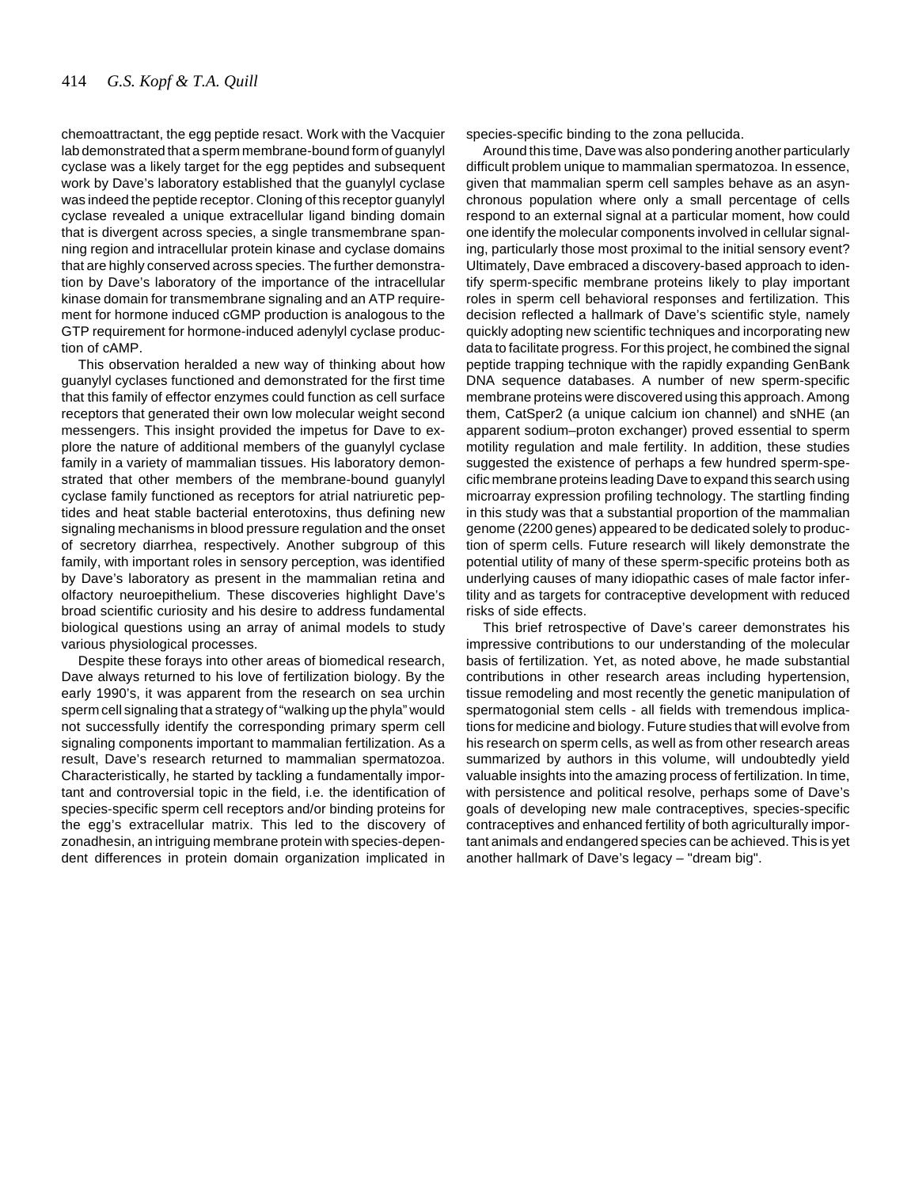chemoattractant, the egg peptide resact. Work with the Vacquier lab demonstrated that a sperm membrane-bound form of guanylyl cyclase was a likely target for the egg peptides and subsequent work by Dave's laboratory established that the guanylyl cyclase was indeed the peptide receptor. Cloning of this receptor guanylyl cyclase revealed a unique extracellular ligand binding domain that is divergent across species, a single transmembrane spanning region and intracellular protein kinase and cyclase domains that are highly conserved across species. The further demonstration by Dave's laboratory of the importance of the intracellular kinase domain for transmembrane signaling and an ATP requirement for hormone induced cGMP production is analogous to the GTP requirement for hormone-induced adenylyl cyclase production of cAMP.

This observation heralded a new way of thinking about how guanylyl cyclases functioned and demonstrated for the first time that this family of effector enzymes could function as cell surface receptors that generated their own low molecular weight second messengers. This insight provided the impetus for Dave to explore the nature of additional members of the guanylyl cyclase family in a variety of mammalian tissues. His laboratory demonstrated that other members of the membrane-bound guanylyl cyclase family functioned as receptors for atrial natriuretic peptides and heat stable bacterial enterotoxins, thus defining new signaling mechanisms in blood pressure regulation and the onset of secretory diarrhea, respectively. Another subgroup of this family, with important roles in sensory perception, was identified by Dave's laboratory as present in the mammalian retina and olfactory neuroepithelium. These discoveries highlight Dave's broad scientific curiosity and his desire to address fundamental biological questions using an array of animal models to study various physiological processes.

Despite these forays into other areas of biomedical research, Dave always returned to his love of fertilization biology. By the early 1990's, it was apparent from the research on sea urchin sperm cell signaling that a strategy of "walking up the phyla" would not successfully identify the corresponding primary sperm cell signaling components important to mammalian fertilization. As a result, Dave's research returned to mammalian spermatozoa. Characteristically, he started by tackling a fundamentally important and controversial topic in the field, i.e. the identification of species-specific sperm cell receptors and/or binding proteins for the egg's extracellular matrix. This led to the discovery of zonadhesin, an intriguing membrane protein with species-dependent differences in protein domain organization implicated in species-specific binding to the zona pellucida.

Around this time, Dave was also pondering another particularly difficult problem unique to mammalian spermatozoa. In essence, given that mammalian sperm cell samples behave as an asynchronous population where only a small percentage of cells respond to an external signal at a particular moment, how could one identify the molecular components involved in cellular signaling, particularly those most proximal to the initial sensory event? Ultimately, Dave embraced a discovery-based approach to identify sperm-specific membrane proteins likely to play important roles in sperm cell behavioral responses and fertilization. This decision reflected a hallmark of Dave's scientific style, namely quickly adopting new scientific techniques and incorporating new data to facilitate progress. For this project, he combined the signal peptide trapping technique with the rapidly expanding GenBank DNA sequence databases. A number of new sperm-specific membrane proteins were discovered using this approach. Among them, CatSper2 (a unique calcium ion channel) and sNHE (an apparent sodium–proton exchanger) proved essential to sperm motility regulation and male fertility. In addition, these studies suggested the existence of perhaps a few hundred sperm-specific membrane proteins leading Dave to expand this search using microarray expression profiling technology. The startling finding in this study was that a substantial proportion of the mammalian genome (2200 genes) appeared to be dedicated solely to production of sperm cells. Future research will likely demonstrate the potential utility of many of these sperm-specific proteins both as underlying causes of many idiopathic cases of male factor infertility and as targets for contraceptive development with reduced risks of side effects.

This brief retrospective of Dave's career demonstrates his impressive contributions to our understanding of the molecular basis of fertilization. Yet, as noted above, he made substantial contributions in other research areas including hypertension, tissue remodeling and most recently the genetic manipulation of spermatogonial stem cells - all fields with tremendous implications for medicine and biology. Future studies that will evolve from his research on sperm cells, as well as from other research areas summarized by authors in this volume, will undoubtedly yield valuable insights into the amazing process of fertilization. In time, with persistence and political resolve, perhaps some of Dave's goals of developing new male contraceptives, species-specific contraceptives and enhanced fertility of both agriculturally important animals and endangered species can be achieved. This is yet another hallmark of Dave's legacy – "dream big".